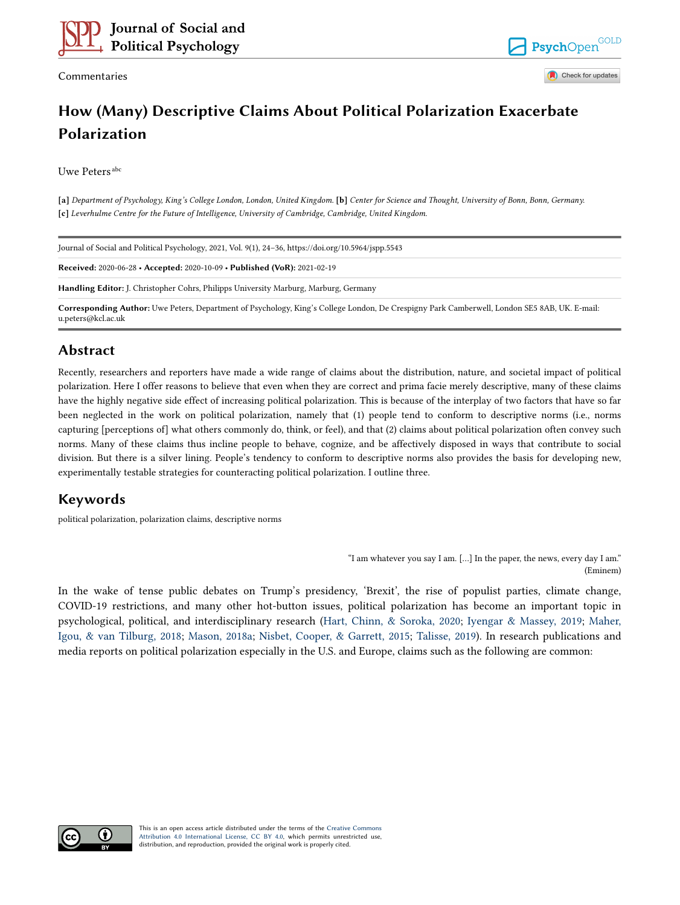Commentaries

# How (Many) Descriptive Claims About Political Polarization Exacerbate Polarization

Uwe Peters [abc]

**[a]** *Department of Psychology, King's College London, London, United Kingdom.* **[b]** *Center for Science and Thought, University of Bonn, Bonn, Germany.* **[c]** *Leverhulme Centre for the Future of Intelligence, University of Cambridge, Cambridge, United Kingdom.*

Journal of Social and Political Psychology, 2021, Vol. 9(1), 24–36, https://doi.org/10.5964/jspp.5543

**Received:** 2020-06-28 • **Accepted:** 2020-10-09 • **Published (VoR):** 2021-02-19

**Handling Editor:** J. Christopher Cohrs, Philipps University Marburg, Marburg, Germany

**Corresponding Author:** Uwe Peters, Department of Psychology, King's College London, De Crespigny Park Camberwell, London SE5 8AB, UK. E-mail: u.peters@kcl.ac.uk

## Abstract

Recently, researchers and reporters have made a wide range of claims about the distribution, nature, and societal impact of political polarization. Here I offer reasons to believe that even when they are correct and prima facie merely descriptive, many of these claims have the highly negative side effect of increasing political polarization. This is because of the interplay of two factors that have so far been neglected in the work on political polarization, namely that (1) people tend to conform to descriptive norms (i.e., norms capturing [perceptions of] what others commonly do, think, or feel), and that (2) claims about political polarization often convey such norms. Many of these claims thus incline people to behave, cognize, and be affectively disposed in ways that contribute to social division. But there is a silver lining. People's tendency to conform to descriptive norms also provides the basis for developing new, experimentally testable strategies for counteracting political polarization. I outline three.

## Keywords

political polarization, polarization claims, descriptive norms

> "I am whatever you say I am. […] In the paper, the news, every day I am."
> (Eminem)

In the wake of tense public debates on Trump's presidency, 'Brexit', the rise of populist parties, climate change, COVID-19 restrictions, and many other hot-button issues, political polarization has become an important topic in psychological, political, and interdisciplinary research (Hart, Chinn, & Soroka, 2020; Iyengar & Massey, 2019; Maher, Igou, & van Tilburg, 2018; Mason, 2018a; Nisbet, Cooper, & Garrett, 2015; Talisse, 2019). In research publications and media reports on political polarization especially in the U.S. and Europe, claims such as the following are common:

This is an open access article distributed under the terms of the Creative Commons Attribution 4.0 International License, CC BY 4.0, which permits unrestricted use, distribution, and reproduction, provided the original work is properly cited.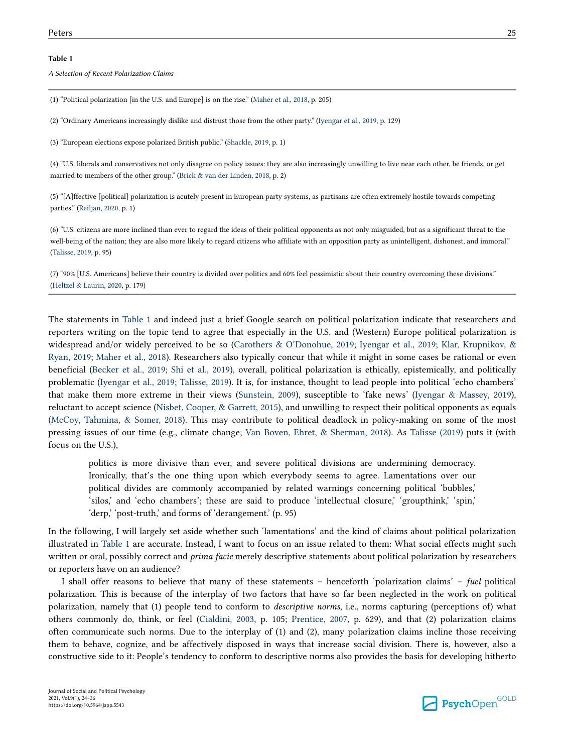**Table 1**

*A Selection of Recent Polarization Claims*

| |
|---|
| (1) "Political polarization [in the U.S. and Europe] is on the rise." (Maher et al., 2018, p. 205) |
| (2) "Ordinary Americans increasingly dislike and distrust those from the other party." (Iyengar et al., 2019, p. 129) |
| (3) "European elections expose polarized British public." (Shackle, 2019, p. 1) |
| (4) "U.S. liberals and conservatives not only disagree on policy issues: they are also increasingly unwilling to live near each other, be friends, or get married to members of the other group." (Brick & van der Linden, 2018, p. 2) |
| (5) "[A]ffective [political] polarization is acutely present in European party systems, as partisans are often extremely hostile towards competing parties." (Reiljan, 2020, p. 1) |
| (6) "U.S. citizens are more inclined than ever to regard the ideas of their political opponents as not only misguided, but as a significant threat to the well-being of the nation; they are also more likely to regard citizens who affiliate with an opposition party as unintelligent, dishonest, and immoral." (Talisse, 2019, p. 95) |
| (7) "90% [U.S. Americans] believe their country is divided over politics and 60% feel pessimistic about their country overcoming these divisions." (Heltzel & Laurin, 2020, p. 179) |

The statements in Table 1 and indeed just a brief Google search on political polarization indicate that researchers and reporters writing on the topic tend to agree that especially in the U.S. and (Western) Europe political polarization is widespread and/or widely perceived to be so (Carothers & O'Donohue, 2019; Iyengar et al., 2019; Klar, Krupnikov, & Ryan, 2019; Maher et al., 2018). Researchers also typically concur that while it might in some cases be rational or even beneficial (Becker et al., 2019; Shi et al., 2019), overall, political polarization is ethically, epistemically, and politically problematic (Iyengar et al., 2019; Talisse, 2019). It is, for instance, thought to lead people into political 'echo chambers' that make them more extreme in their views (Sunstein, 2009), susceptible to 'fake news' (Iyengar & Massey, 2019), reluctant to accept science (Nisbet, Cooper, & Garrett, 2015), and unwilling to respect their political opponents as equals (McCoy, Tahmina, & Somer, 2018). This may contribute to political deadlock in policy-making on some of the most pressing issues of our time (e.g., climate change; Van Boven, Ehret, & Sherman, 2018). As Talisse (2019) puts it (with focus on the U.S.),

> politics is more divisive than ever, and severe political divisions are undermining democracy. Ironically, that's the one thing upon which everybody seems to agree. Lamentations over our political divides are commonly accompanied by related warnings concerning political 'bubbles,' 'silos,' and 'echo chambers'; these are said to produce 'intellectual closure,' 'groupthink,' 'spin,' 'derp,' 'post-truth,' and forms of 'derangement.' (p. 95)

In the following, I will largely set aside whether such 'lamentations' and the kind of claims about political polarization illustrated in Table 1 are accurate. Instead, I want to focus on an issue related to them: What social effects might such written or oral, possibly correct and *prima facie* merely descriptive statements about political polarization by researchers or reporters have on an audience?

I shall offer reasons to believe that many of these statements – henceforth 'polarization claims' – *fuel* political polarization. This is because of the interplay of two factors that have so far been neglected in the work on political polarization, namely that (1) people tend to conform to *descriptive norms*, i.e., norms capturing (perceptions of) what others commonly do, think, or feel (Cialdini, 2003, p. 105; Prentice, 2007, p. 629), and that (2) polarization claims often communicate such norms. Due to the interplay of (1) and (2), many polarization claims incline those receiving them to behave, cognize, and be affectively disposed in ways that increase social division. There is, however, also a constructive side to it: People's tendency to conform to descriptive norms also provides the basis for developing hitherto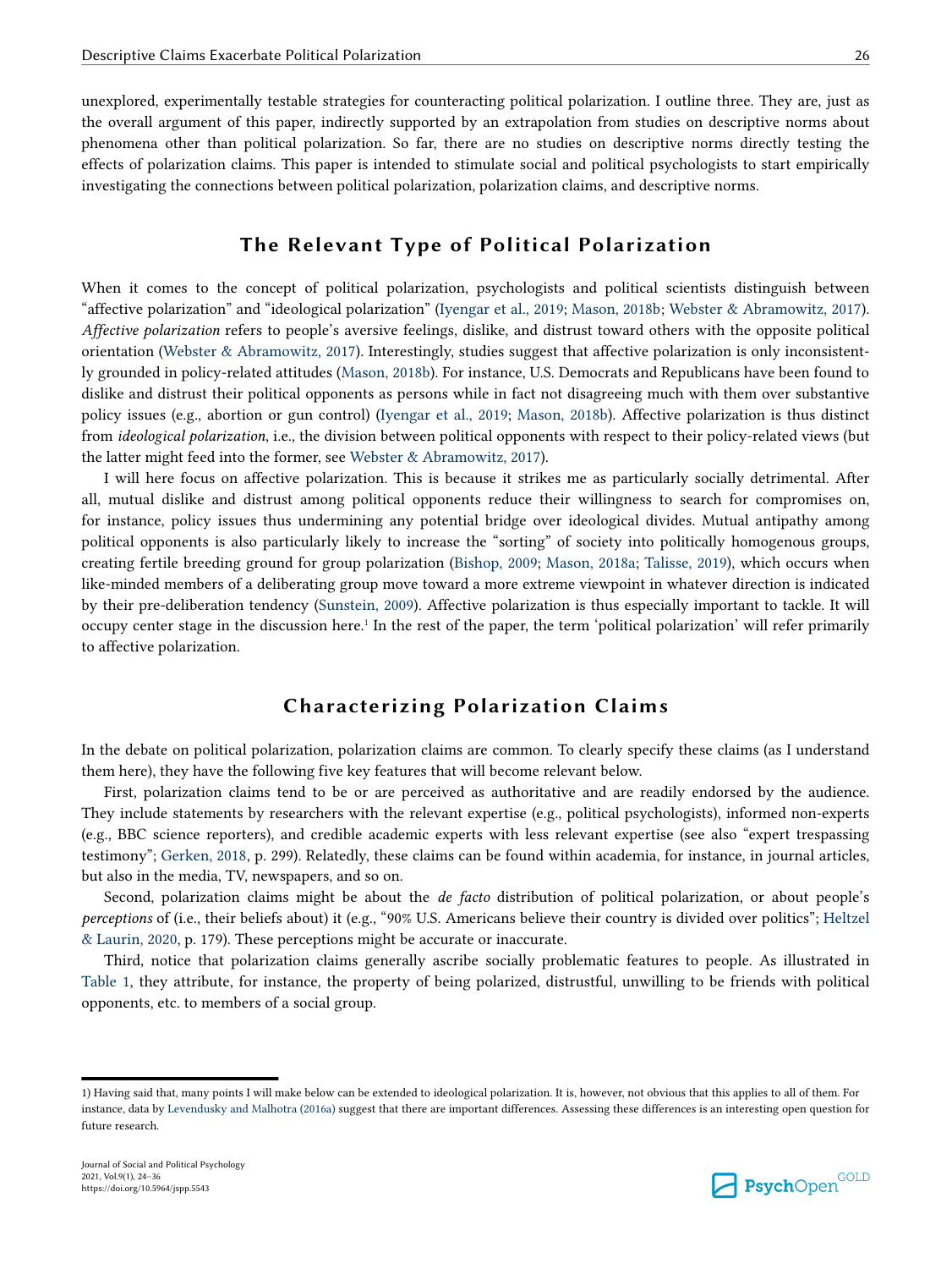unexplored, experimentally testable strategies for counteracting political polarization. I outline three. They are, just as the overall argument of this paper, indirectly supported by an extrapolation from studies on descriptive norms about phenomena other than political polarization. So far, there are no studies on descriptive norms directly testing the effects of polarization claims. This paper is intended to stimulate social and political psychologists to start empirically investigating the connections between political polarization, polarization claims, and descriptive norms.

## The Relevant Type of Political Polarization

When it comes to the concept of political polarization, psychologists and political scientists distinguish between "affective polarization" and "ideological polarization" (Iyengar et al., 2019; Mason, 2018b; Webster & Abramowitz, 2017). *Affective polarization* refers to people's aversive feelings, dislike, and distrust toward others with the opposite political orientation (Webster & Abramowitz, 2017). Interestingly, studies suggest that affective polarization is only inconsistently grounded in policy-related attitudes (Mason, 2018b). For instance, U.S. Democrats and Republicans have been found to dislike and distrust their political opponents as persons while in fact not disagreeing much with them over substantive policy issues (e.g., abortion or gun control) (Iyengar et al., 2019; Mason, 2018b). Affective polarization is thus distinct from *ideological polarization*, i.e., the division between political opponents with respect to their policy-related views (but the latter might feed into the former, see Webster & Abramowitz, 2017).

I will here focus on affective polarization. This is because it strikes me as particularly socially detrimental. After all, mutual dislike and distrust among political opponents reduce their willingness to search for compromises on, for instance, policy issues thus undermining any potential bridge over ideological divides. Mutual antipathy among political opponents is also particularly likely to increase the "sorting" of society into politically homogenous groups, creating fertile breeding ground for group polarization (Bishop, 2009; Mason, 2018a; Talisse, 2019), which occurs when like-minded members of a deliberating group move toward a more extreme viewpoint in whatever direction is indicated by their pre-deliberation tendency (Sunstein, 2009). Affective polarization is thus especially important to tackle. It will occupy center stage in the discussion here.[1] In the rest of the paper, the term 'political polarization' will refer primarily to affective polarization.

## Characterizing Polarization Claims

In the debate on political polarization, polarization claims are common. To clearly specify these claims (as I understand them here), they have the following five key features that will become relevant below.

First, polarization claims tend to be or are perceived as authoritative and are readily endorsed by the audience. They include statements by researchers with the relevant expertise (e.g., political psychologists), informed non-experts (e.g., BBC science reporters), and credible academic experts with less relevant expertise (see also "expert trespassing testimony"; Gerken, 2018, p. 299). Relatedly, these claims can be found within academia, for instance, in journal articles, but also in the media, TV, newspapers, and so on.

Second, polarization claims might be about the *de facto* distribution of political polarization, or about people's *perceptions* of (i.e., their beliefs about) it (e.g., "90% U.S. Americans believe their country is divided over politics"; Heltzel & Laurin, 2020, p. 179). These perceptions might be accurate or inaccurate.

Third, notice that polarization claims generally ascribe socially problematic features to people. As illustrated in Table 1, they attribute, for instance, the property of being polarized, distrustful, unwilling to be friends with political opponents, etc. to members of a social group.

---

1) Having said that, many points I will make below can be extended to ideological polarization. It is, however, not obvious that this applies to all of them. For instance, data by Levendusky and Malhotra (2016a) suggest that there are important differences. Assessing these differences is an interesting open question for future research.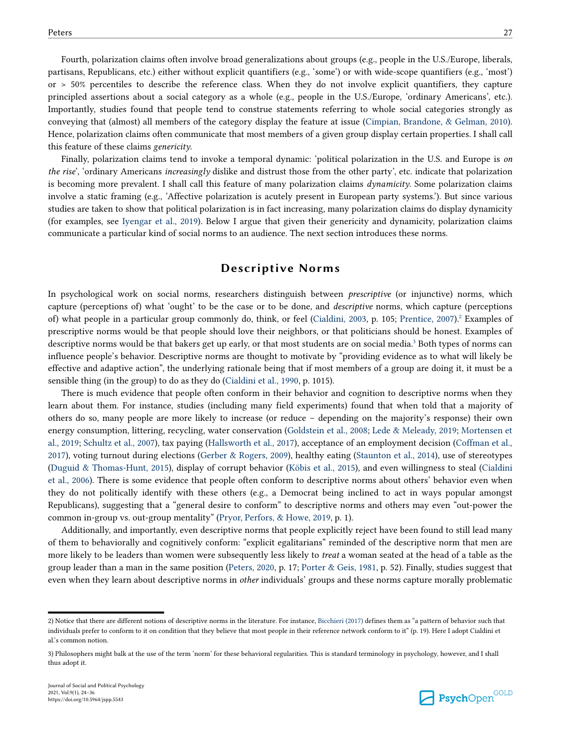Fourth, polarization claims often involve broad generalizations about groups (e.g., people in the U.S./Europe, liberals, partisans, Republicans, etc.) either without explicit quantifiers (e.g., 'some') or with wide-scope quantifiers (e.g., 'most') or > 50% percentiles to describe the reference class. When they do not involve explicit quantifiers, they capture principled assertions about a social category as a whole (e.g., people in the U.S./Europe, 'ordinary Americans', etc.). Importantly, studies found that people tend to construe statements referring to whole social categories strongly as conveying that (almost) all members of the category display the feature at issue (Cimpian, Brandone, & Gelman, 2010). Hence, polarization claims often communicate that most members of a given group display certain properties. I shall call this feature of these claims *genericity*.

Finally, polarization claims tend to invoke a temporal dynamic: 'political polarization in the U.S. and Europe is *on the rise*', 'ordinary Americans *increasingly* dislike and distrust those from the other party', etc. indicate that polarization is becoming more prevalent. I shall call this feature of many polarization claims *dynamicity*. Some polarization claims involve a static framing (e.g., 'Affective polarization is acutely present in European party systems.'). But since various studies are taken to show that political polarization is in fact increasing, many polarization claims do display dynamicity (for examples, see Iyengar et al., 2019). Below I argue that given their genericity and dynamicity, polarization claims communicate a particular kind of social norms to an audience. The next section introduces these norms.

## Descriptive Norms

In psychological work on social norms, researchers distinguish between *prescriptive* (or injunctive) norms, which capture (perceptions of) what 'ought' to be the case or to be done, and *descriptive* norms, which capture (perceptions of) what people in a particular group commonly do, think, or feel (Cialdini, 2003, p. 105; Prentice, 2007).[2] Examples of prescriptive norms would be that people should love their neighbors, or that politicians should be honest. Examples of descriptive norms would be that bakers get up early, or that most students are on social media.[3] Both types of norms can influence people's behavior. Descriptive norms are thought to motivate by "providing evidence as to what will likely be effective and adaptive action", the underlying rationale being that if most members of a group are doing it, it must be a sensible thing (in the group) to do as they do (Cialdini et al., 1990, p. 1015).

There is much evidence that people often conform in their behavior and cognition to descriptive norms when they learn about them. For instance, studies (including many field experiments) found that when told that a majority of others do so, many people are more likely to increase (or reduce – depending on the majority's response) their own energy consumption, littering, recycling, water conservation (Goldstein et al., 2008; Lede & Meleady, 2019; Mortensen et al., 2019; Schultz et al., 2007), tax paying (Hallsworth et al., 2017), acceptance of an employment decision (Coffman et al., 2017), voting turnout during elections (Gerber & Rogers, 2009), healthy eating (Staunton et al., 2014), use of stereotypes (Duguid & Thomas-Hunt, 2015), display of corrupt behavior (Köbis et al., 2015), and even willingness to steal (Cialdini et al., 2006). There is some evidence that people often conform to descriptive norms about others' behavior even when they do not politically identify with these others (e.g., a Democrat being inclined to act in ways popular amongst Republicans), suggesting that a "general desire to conform" to descriptive norms and others may even "out-power the common in-group vs. out-group mentality" (Pryor, Perfors, & Howe, 2019, p. 1).

Additionally, and importantly, even descriptive norms that people explicitly reject have been found to still lead many of them to behaviorally and cognitively conform: "explicit egalitarians" reminded of the descriptive norm that men are more likely to be leaders than women were subsequently less likely to *treat* a woman seated at the head of a table as the group leader than a man in the same position (Peters, 2020, p. 17; Porter & Geis, 1981, p. 52). Finally, studies suggest that even when they learn about descriptive norms in *other* individuals' groups and these norms capture morally problematic

---

2) Notice that there are different notions of descriptive norms in the literature. For instance, Bicchieri (2017) defines them as "a pattern of behavior such that individuals prefer to conform to it on condition that they believe that most people in their reference network conform to it" (p. 19). Here I adopt Cialdini et al.'s common notion.

3) Philosophers might balk at the use of the term 'norm' for these behavioral regularities. This is standard terminology in psychology, however, and I shall thus adopt it.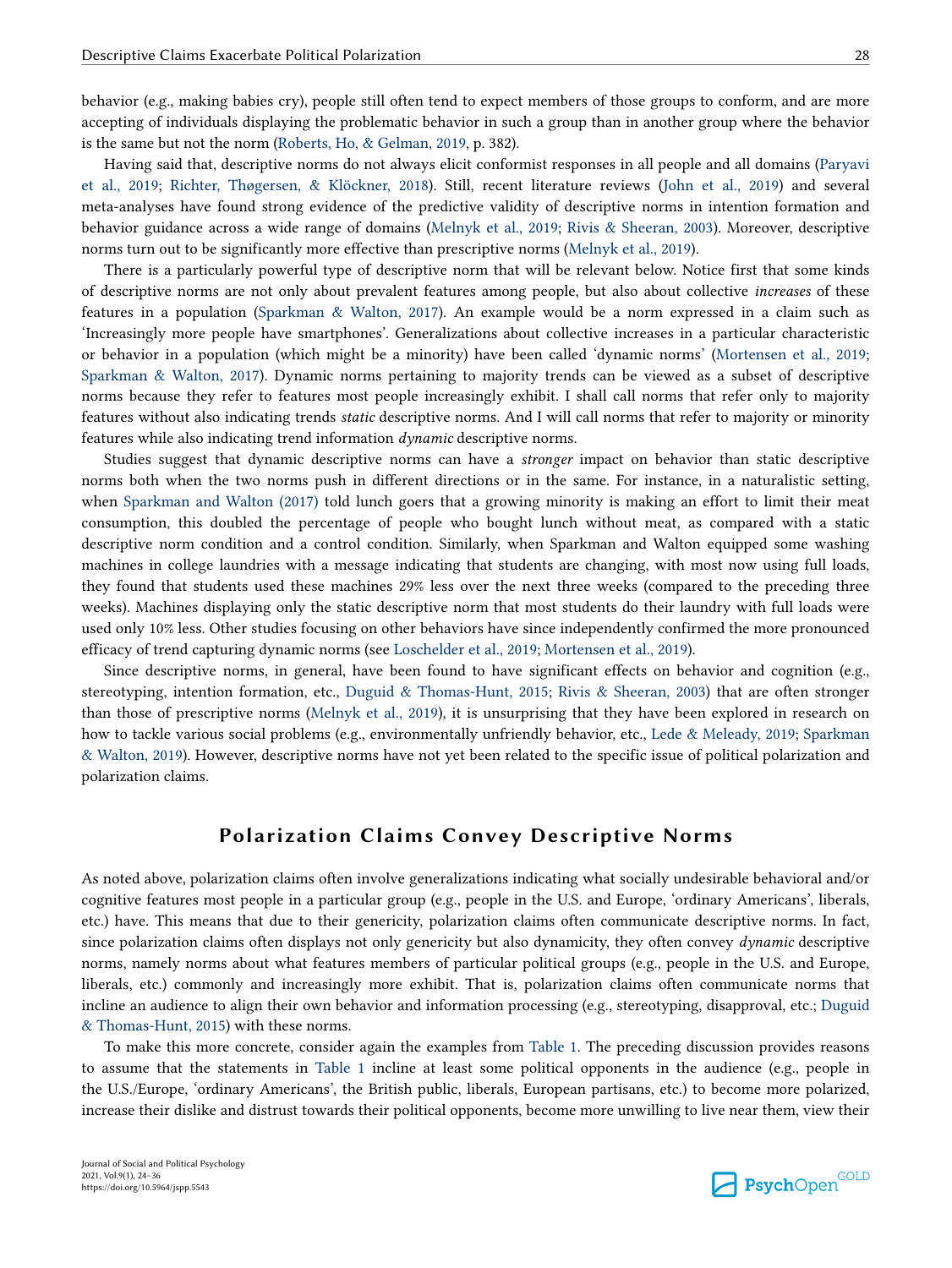behavior (e.g., making babies cry), people still often tend to expect members of those groups to conform, and are more accepting of individuals displaying the problematic behavior in such a group than in another group where the behavior is the same but not the norm (Roberts, Ho, & Gelman, 2019, p. 382).

Having said that, descriptive norms do not always elicit conformist responses in all people and all domains (Paryavi et al., 2019; Richter, Thøgersen, & Klöckner, 2018). Still, recent literature reviews (John et al., 2019) and several meta-analyses have found strong evidence of the predictive validity of descriptive norms in intention formation and behavior guidance across a wide range of domains (Melnyk et al., 2019; Rivis & Sheeran, 2003). Moreover, descriptive norms turn out to be significantly more effective than prescriptive norms (Melnyk et al., 2019).

There is a particularly powerful type of descriptive norm that will be relevant below. Notice first that some kinds of descriptive norms are not only about prevalent features among people, but also about collective *increases* of these features in a population (Sparkman & Walton, 2017). An example would be a norm expressed in a claim such as 'Increasingly more people have smartphones'. Generalizations about collective increases in a particular characteristic or behavior in a population (which might be a minority) have been called 'dynamic norms' (Mortensen et al., 2019; Sparkman & Walton, 2017). Dynamic norms pertaining to majority trends can be viewed as a subset of descriptive norms because they refer to features most people increasingly exhibit. I shall call norms that refer only to majority features without also indicating trends *static* descriptive norms. And I will call norms that refer to majority or minority features while also indicating trend information *dynamic* descriptive norms.

Studies suggest that dynamic descriptive norms can have a *stronger* impact on behavior than static descriptive norms both when the two norms push in different directions or in the same. For instance, in a naturalistic setting, when Sparkman and Walton (2017) told lunch goers that a growing minority is making an effort to limit their meat consumption, this doubled the percentage of people who bought lunch without meat, as compared with a static descriptive norm condition and a control condition. Similarly, when Sparkman and Walton equipped some washing machines in college laundries with a message indicating that students are changing, with most now using full loads, they found that students used these machines 29% less over the next three weeks (compared to the preceding three weeks). Machines displaying only the static descriptive norm that most students do their laundry with full loads were used only 10% less. Other studies focusing on other behaviors have since independently confirmed the more pronounced efficacy of trend capturing dynamic norms (see Loschelder et al., 2019; Mortensen et al., 2019).

Since descriptive norms, in general, have been found to have significant effects on behavior and cognition (e.g., stereotyping, intention formation, etc., Duguid & Thomas-Hunt, 2015; Rivis & Sheeran, 2003) that are often stronger than those of prescriptive norms (Melnyk et al., 2019), it is unsurprising that they have been explored in research on how to tackle various social problems (e.g., environmentally unfriendly behavior, etc., Lede & Meleady, 2019; Sparkman & Walton, 2019). However, descriptive norms have not yet been related to the specific issue of political polarization and polarization claims.

## Polarization Claims Convey Descriptive Norms

As noted above, polarization claims often involve generalizations indicating what socially undesirable behavioral and/or cognitive features most people in a particular group (e.g., people in the U.S. and Europe, 'ordinary Americans', liberals, etc.) have. This means that due to their genericity, polarization claims often communicate descriptive norms. In fact, since polarization claims often displays not only genericity but also dynamicity, they often convey *dynamic* descriptive norms, namely norms about what features members of particular political groups (e.g., people in the U.S. and Europe, liberals, etc.) commonly and increasingly more exhibit. That is, polarization claims often communicate norms that incline an audience to align their own behavior and information processing (e.g., stereotyping, disapproval, etc.; Duguid & Thomas-Hunt, 2015) with these norms.

To make this more concrete, consider again the examples from Table 1. The preceding discussion provides reasons to assume that the statements in Table 1 incline at least some political opponents in the audience (e.g., people in the U.S./Europe, 'ordinary Americans', the British public, liberals, European partisans, etc.) to become more polarized, increase their dislike and distrust towards their political opponents, become more unwilling to live near them, view their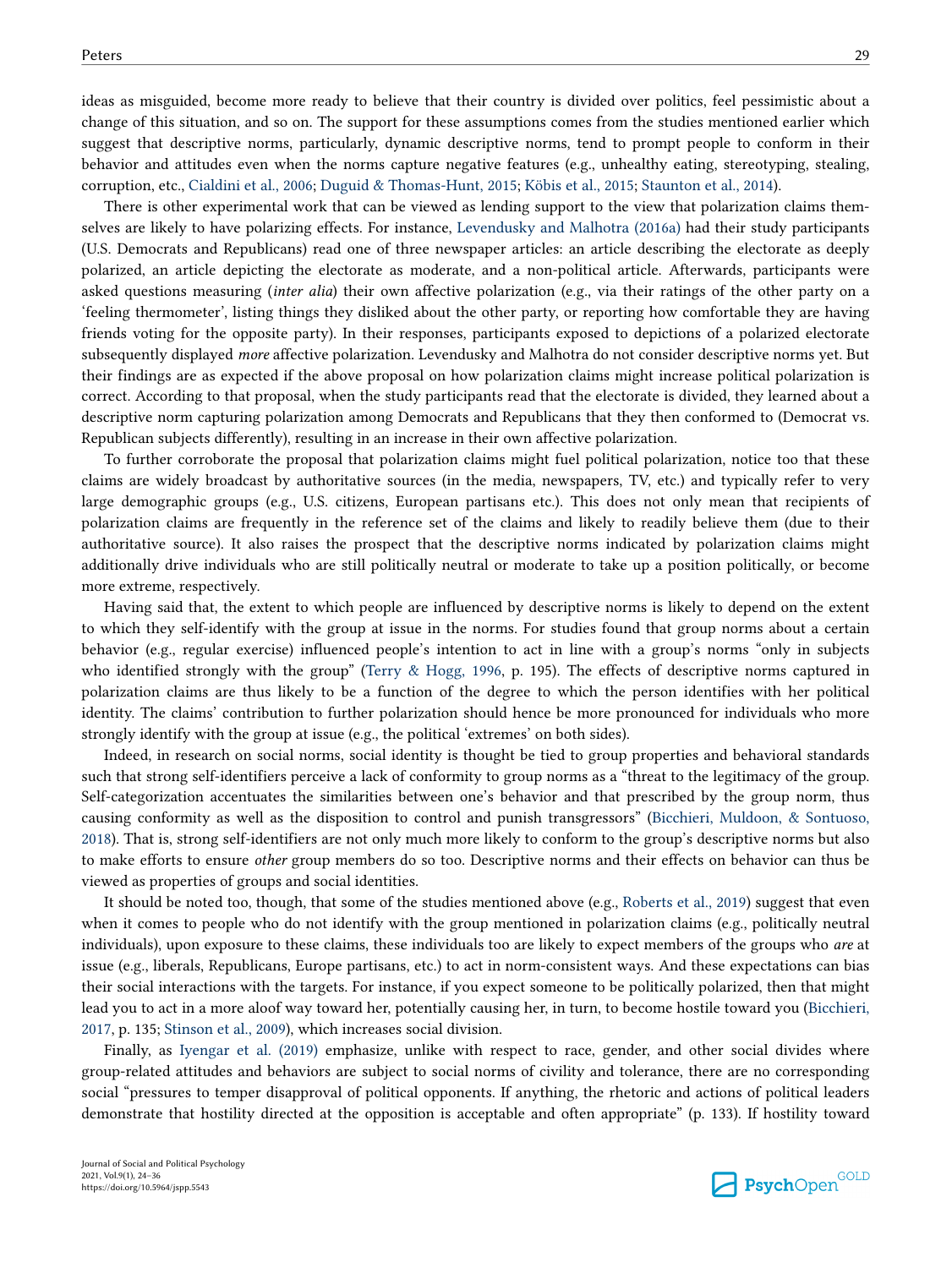ideas as misguided, become more ready to believe that their country is divided over politics, feel pessimistic about a change of this situation, and so on. The support for these assumptions comes from the studies mentioned earlier which suggest that descriptive norms, particularly, dynamic descriptive norms, tend to prompt people to conform in their behavior and attitudes even when the norms capture negative features (e.g., unhealthy eating, stereotyping, stealing, corruption, etc., Cialdini et al., 2006; Duguid & Thomas-Hunt, 2015; Köbis et al., 2015; Staunton et al., 2014).

There is other experimental work that can be viewed as lending support to the view that polarization claims themselves are likely to have polarizing effects. For instance, Levendusky and Malhotra (2016a) had their study participants (U.S. Democrats and Republicans) read one of three newspaper articles: an article describing the electorate as deeply polarized, an article depicting the electorate as moderate, and a non-political article. Afterwards, participants were asked questions measuring (*inter alia*) their own affective polarization (e.g., via their ratings of the other party on a 'feeling thermometer', listing things they disliked about the other party, or reporting how comfortable they are having friends voting for the opposite party). In their responses, participants exposed to depictions of a polarized electorate subsequently displayed *more* affective polarization. Levendusky and Malhotra do not consider descriptive norms yet. But their findings are as expected if the above proposal on how polarization claims might increase political polarization is correct. According to that proposal, when the study participants read that the electorate is divided, they learned about a descriptive norm capturing polarization among Democrats and Republicans that they then conformed to (Democrat vs. Republican subjects differently), resulting in an increase in their own affective polarization.

To further corroborate the proposal that polarization claims might fuel political polarization, notice too that these claims are widely broadcast by authoritative sources (in the media, newspapers, TV, etc.) and typically refer to very large demographic groups (e.g., U.S. citizens, European partisans etc.). This does not only mean that recipients of polarization claims are frequently in the reference set of the claims and likely to readily believe them (due to their authoritative source). It also raises the prospect that the descriptive norms indicated by polarization claims might additionally drive individuals who are still politically neutral or moderate to take up a position politically, or become more extreme, respectively.

Having said that, the extent to which people are influenced by descriptive norms is likely to depend on the extent to which they self-identify with the group at issue in the norms. For studies found that group norms about a certain behavior (e.g., regular exercise) influenced people's intention to act in line with a group's norms "only in subjects who identified strongly with the group" (Terry & Hogg, 1996, p. 195). The effects of descriptive norms captured in polarization claims are thus likely to be a function of the degree to which the person identifies with her political identity. The claims' contribution to further polarization should hence be more pronounced for individuals who more strongly identify with the group at issue (e.g., the political 'extremes' on both sides).

Indeed, in research on social norms, social identity is thought be tied to group properties and behavioral standards such that strong self-identifiers perceive a lack of conformity to group norms as a "threat to the legitimacy of the group. Self-categorization accentuates the similarities between one's behavior and that prescribed by the group norm, thus causing conformity as well as the disposition to control and punish transgressors" (Bicchieri, Muldoon, & Sontuoso, 2018). That is, strong self-identifiers are not only much more likely to conform to the group's descriptive norms but also to make efforts to ensure *other* group members do so too. Descriptive norms and their effects on behavior can thus be viewed as properties of groups and social identities.

It should be noted too, though, that some of the studies mentioned above (e.g., Roberts et al., 2019) suggest that even when it comes to people who do not identify with the group mentioned in polarization claims (e.g., politically neutral individuals), upon exposure to these claims, these individuals too are likely to expect members of the groups who *are* at issue (e.g., liberals, Republicans, Europe partisans, etc.) to act in norm-consistent ways. And these expectations can bias their social interactions with the targets. For instance, if you expect someone to be politically polarized, then that might lead you to act in a more aloof way toward her, potentially causing her, in turn, to become hostile toward you (Bicchieri, 2017, p. 135; Stinson et al., 2009), which increases social division.

Finally, as Iyengar et al. (2019) emphasize, unlike with respect to race, gender, and other social divides where group-related attitudes and behaviors are subject to social norms of civility and tolerance, there are no corresponding social "pressures to temper disapproval of political opponents. If anything, the rhetoric and actions of political leaders demonstrate that hostility directed at the opposition is acceptable and often appropriate" (p. 133). If hostility toward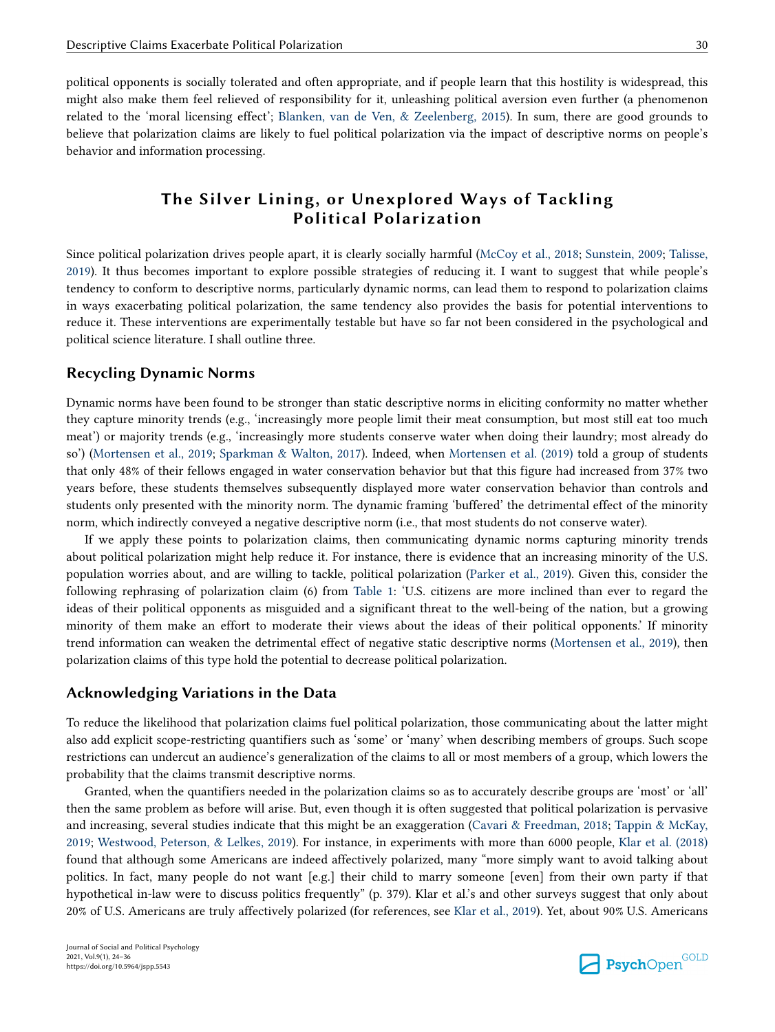political opponents is socially tolerated and often appropriate, and if people learn that this hostility is widespread, this might also make them feel relieved of responsibility for it, unleashing political aversion even further (a phenomenon related to the 'moral licensing effect'; Blanken, van de Ven, & Zeelenberg, 2015). In sum, there are good grounds to believe that polarization claims are likely to fuel political polarization via the impact of descriptive norms on people's behavior and information processing.

## The Silver Lining, or Unexplored Ways of Tackling Political Polarization

Since political polarization drives people apart, it is clearly socially harmful (McCoy et al., 2018; Sunstein, 2009; Talisse, 2019). It thus becomes important to explore possible strategies of reducing it. I want to suggest that while people's tendency to conform to descriptive norms, particularly dynamic norms, can lead them to respond to polarization claims in ways exacerbating political polarization, the same tendency also provides the basis for potential interventions to reduce it. These interventions are experimentally testable but have so far not been considered in the psychological and political science literature. I shall outline three.

### Recycling Dynamic Norms

Dynamic norms have been found to be stronger than static descriptive norms in eliciting conformity no matter whether they capture minority trends (e.g., 'increasingly more people limit their meat consumption, but most still eat too much meat') or majority trends (e.g., 'increasingly more students conserve water when doing their laundry; most already do so') (Mortensen et al., 2019; Sparkman & Walton, 2017). Indeed, when Mortensen et al. (2019) told a group of students that only 48% of their fellows engaged in water conservation behavior but that this figure had increased from 37% two years before, these students themselves subsequently displayed more water conservation behavior than controls and students only presented with the minority norm. The dynamic framing 'buffered' the detrimental effect of the minority norm, which indirectly conveyed a negative descriptive norm (i.e., that most students do not conserve water).

If we apply these points to polarization claims, then communicating dynamic norms capturing minority trends about political polarization might help reduce it. For instance, there is evidence that an increasing minority of the U.S. population worries about, and are willing to tackle, political polarization (Parker et al., 2019). Given this, consider the following rephrasing of polarization claim (6) from Table 1: 'U.S. citizens are more inclined than ever to regard the ideas of their political opponents as misguided and a significant threat to the well-being of the nation, but a growing minority of them make an effort to moderate their views about the ideas of their political opponents.' If minority trend information can weaken the detrimental effect of negative static descriptive norms (Mortensen et al., 2019), then polarization claims of this type hold the potential to decrease political polarization.

### Acknowledging Variations in the Data

To reduce the likelihood that polarization claims fuel political polarization, those communicating about the latter might also add explicit scope-restricting quantifiers such as 'some' or 'many' when describing members of groups. Such scope restrictions can undercut an audience's generalization of the claims to all or most members of a group, which lowers the probability that the claims transmit descriptive norms.

Granted, when the quantifiers needed in the polarization claims so as to accurately describe groups are 'most' or 'all' then the same problem as before will arise. But, even though it is often suggested that political polarization is pervasive and increasing, several studies indicate that this might be an exaggeration (Cavari & Freedman, 2018; Tappin & McKay, 2019; Westwood, Peterson, & Lelkes, 2019). For instance, in experiments with more than 6000 people, Klar et al. (2018) found that although some Americans are indeed affectively polarized, many "more simply want to avoid talking about politics. In fact, many people do not want [e.g.] their child to marry someone [even] from their own party if that hypothetical in-law were to discuss politics frequently" (p. 379). Klar et al.'s and other surveys suggest that only about 20% of U.S. Americans are truly affectively polarized (for references, see Klar et al., 2019). Yet, about 90% U.S. Americans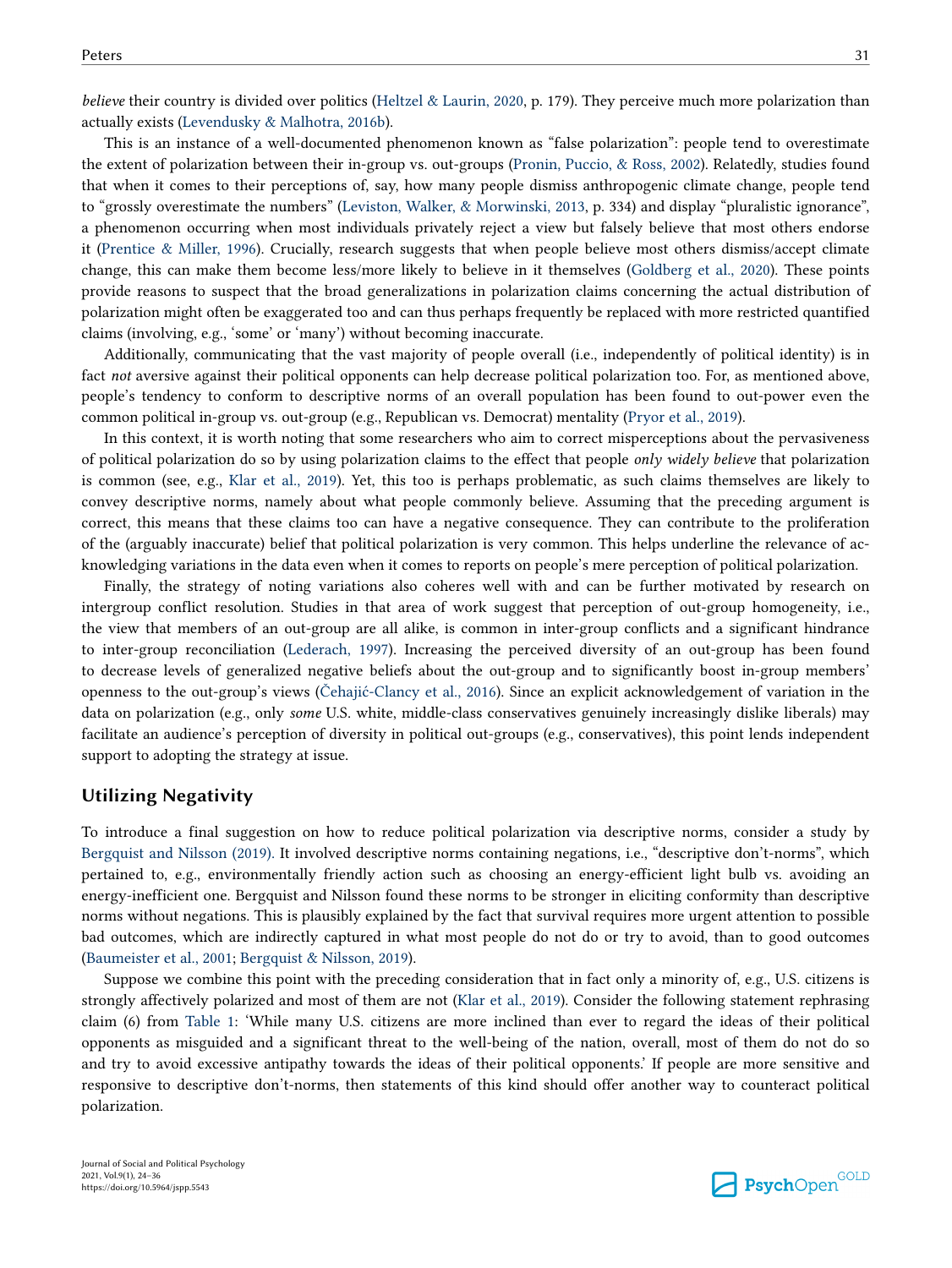*believe* their country is divided over politics (Heltzel & Laurin, 2020, p. 179). They perceive much more polarization than actually exists (Levendusky & Malhotra, 2016b).

This is an instance of a well-documented phenomenon known as "false polarization": people tend to overestimate the extent of polarization between their in-group vs. out-groups (Pronin, Puccio, & Ross, 2002). Relatedly, studies found that when it comes to their perceptions of, say, how many people dismiss anthropogenic climate change, people tend to "grossly overestimate the numbers" (Leviston, Walker, & Morwinski, 2013, p. 334) and display "pluralistic ignorance", a phenomenon occurring when most individuals privately reject a view but falsely believe that most others endorse it (Prentice & Miller, 1996). Crucially, research suggests that when people believe most others dismiss/accept climate change, this can make them become less/more likely to believe in it themselves (Goldberg et al., 2020). These points provide reasons to suspect that the broad generalizations in polarization claims concerning the actual distribution of polarization might often be exaggerated too and can thus perhaps frequently be replaced with more restricted quantified claims (involving, e.g., 'some' or 'many') without becoming inaccurate.

Additionally, communicating that the vast majority of people overall (i.e., independently of political identity) is in fact *not* aversive against their political opponents can help decrease political polarization too. For, as mentioned above, people's tendency to conform to descriptive norms of an overall population has been found to out-power even the common political in-group vs. out-group (e.g., Republican vs. Democrat) mentality (Pryor et al., 2019).

In this context, it is worth noting that some researchers who aim to correct misperceptions about the pervasiveness of political polarization do so by using polarization claims to the effect that people *only widely believe* that polarization is common (see, e.g., Klar et al., 2019). Yet, this too is perhaps problematic, as such claims themselves are likely to convey descriptive norms, namely about what people commonly believe. Assuming that the preceding argument is correct, this means that these claims too can have a negative consequence. They can contribute to the proliferation of the (arguably inaccurate) belief that political polarization is very common. This helps underline the relevance of acknowledging variations in the data even when it comes to reports on people's mere perception of political polarization.

Finally, the strategy of noting variations also coheres well with and can be further motivated by research on intergroup conflict resolution. Studies in that area of work suggest that perception of out-group homogeneity, i.e., the view that members of an out-group are all alike, is common in inter-group conflicts and a significant hindrance to inter-group reconciliation (Lederach, 1997). Increasing the perceived diversity of an out-group has been found to decrease levels of generalized negative beliefs about the out-group and to significantly boost in-group members' openness to the out-group's views (Čehajić-Clancy et al., 2016). Since an explicit acknowledgement of variation in the data on polarization (e.g., only *some* U.S. white, middle-class conservatives genuinely increasingly dislike liberals) may facilitate an audience's perception of diversity in political out-groups (e.g., conservatives), this point lends independent support to adopting the strategy at issue.

## Utilizing Negativity

To introduce a final suggestion on how to reduce political polarization via descriptive norms, consider a study by Bergquist and Nilsson (2019). It involved descriptive norms containing negations, i.e., "descriptive don't-norms", which pertained to, e.g., environmentally friendly action such as choosing an energy-efficient light bulb vs. avoiding an energy-inefficient one. Bergquist and Nilsson found these norms to be stronger in eliciting conformity than descriptive norms without negations. This is plausibly explained by the fact that survival requires more urgent attention to possible bad outcomes, which are indirectly captured in what most people do not do or try to avoid, than to good outcomes (Baumeister et al., 2001; Bergquist & Nilsson, 2019).

Suppose we combine this point with the preceding consideration that in fact only a minority of, e.g., U.S. citizens is strongly affectively polarized and most of them are not (Klar et al., 2019). Consider the following statement rephrasing claim (6) from Table 1: 'While many U.S. citizens are more inclined than ever to regard the ideas of their political opponents as misguided and a significant threat to the well-being of the nation, overall, most of them do not do so and try to avoid excessive antipathy towards the ideas of their political opponents.' If people are more sensitive and responsive to descriptive don't-norms, then statements of this kind should offer another way to counteract political polarization.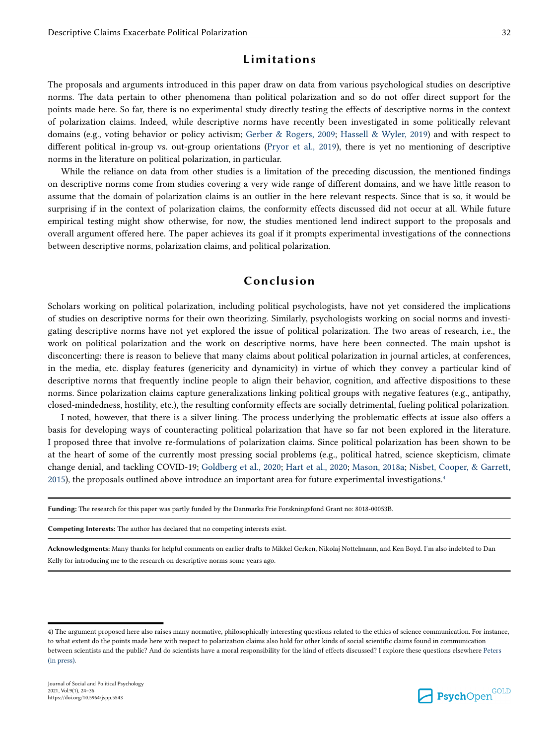## Limitations

The proposals and arguments introduced in this paper draw on data from various psychological studies on descriptive norms. The data pertain to other phenomena than political polarization and so do not offer direct support for the points made here. So far, there is no experimental study directly testing the effects of descriptive norms in the context of polarization claims. Indeed, while descriptive norms have recently been investigated in some politically relevant domains (e.g., voting behavior or policy activism; Gerber & Rogers, 2009; Hassell & Wyler, 2019) and with respect to different political in-group vs. out-group orientations (Pryor et al., 2019), there is yet no mentioning of descriptive norms in the literature on political polarization, in particular.

While the reliance on data from other studies is a limitation of the preceding discussion, the mentioned findings on descriptive norms come from studies covering a very wide range of different domains, and we have little reason to assume that the domain of polarization claims is an outlier in the here relevant respects. Since that is so, it would be surprising if in the context of polarization claims, the conformity effects discussed did not occur at all. While future empirical testing might show otherwise, for now, the studies mentioned lend indirect support to the proposals and overall argument offered here. The paper achieves its goal if it prompts experimental investigations of the connections between descriptive norms, polarization claims, and political polarization.

## Conclusion

Scholars working on political polarization, including political psychologists, have not yet considered the implications of studies on descriptive norms for their own theorizing. Similarly, psychologists working on social norms and investigating descriptive norms have not yet explored the issue of political polarization. The two areas of research, i.e., the work on political polarization and the work on descriptive norms, have here been connected. The main upshot is disconcerting: there is reason to believe that many claims about political polarization in journal articles, at conferences, in the media, etc. display features (genericity and dynamicity) in virtue of which they convey a particular kind of descriptive norms that frequently incline people to align their behavior, cognition, and affective dispositions to these norms. Since polarization claims capture generalizations linking political groups with negative features (e.g., antipathy, closed-mindedness, hostility, etc.), the resulting conformity effects are socially detrimental, fueling political polarization.

I noted, however, that there is a silver lining. The process underlying the problematic effects at issue also offers a basis for developing ways of counteracting political polarization that have so far not been explored in the literature. I proposed three that involve re-formulations of polarization claims. Since political polarization has been shown to be at the heart of some of the currently most pressing social problems (e.g., political hatred, science skepticism, climate change denial, and tackling COVID-19; Goldberg et al., 2020; Hart et al., 2020; Mason, 2018a; Nisbet, Cooper, & Garrett, 2015), the proposals outlined above introduce an important area for future experimental investigations.[4]

**Funding:** The research for this paper was partly funded by the Danmarks Frie Forskningsfond Grant no: 8018-00053B.

**Competing Interests:** The author has declared that no competing interests exist.

**Acknowledgments:** Many thanks for helpful comments on earlier drafts to Mikkel Gerken, Nikolaj Nottelmann, and Ken Boyd. I'm also indebted to Dan Kelly for introducing me to the research on descriptive norms some years ago.

4) The argument proposed here also raises many normative, philosophically interesting questions related to the ethics of science communication. For instance, to what extent do the points made here with respect to polarization claims also hold for other kinds of social scientific claims found in communication between scientists and the public? And do scientists have a moral responsibility for the kind of effects discussed? I explore these questions elsewhere Peters (in press).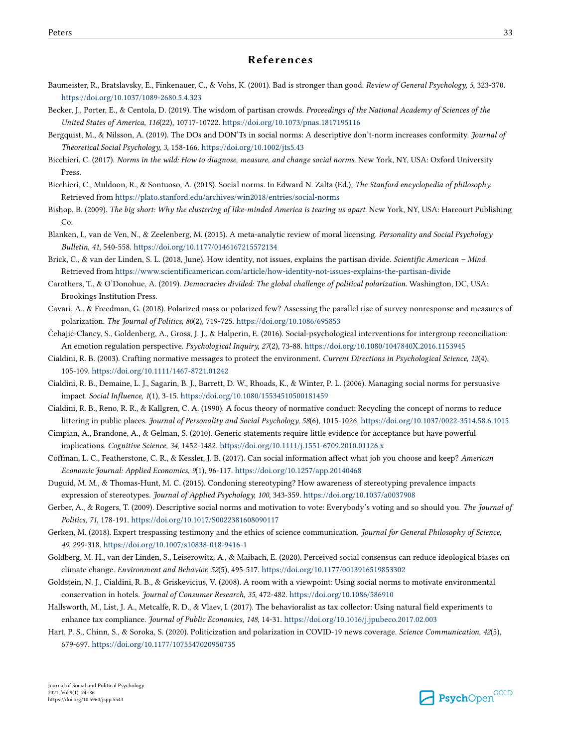## References

Baumeister, R., Bratslavsky, E., Finkenauer, C., & Vohs, K. (2001). Bad is stronger than good. *Review of General Psychology, 5*, 323-370. https://doi.org/10.1037/1089-2680.5.4.323

Becker, J., Porter, E., & Centola, D. (2019). The wisdom of partisan crowds. *Proceedings of the National Academy of Sciences of the United States of America, 116*(22), 10717-10722. https://doi.org/10.1073/pnas.1817195116

Bergquist, M., & Nilsson, A. (2019). The DOs and DON'Ts in social norms: A descriptive don't-norm increases conformity. *Journal of Theoretical Social Psychology, 3*, 158-166. https://doi.org/10.1002/jts5.43

Bicchieri, C. (2017). *Norms in the wild: How to diagnose, measure, and change social norms.* New York, NY, USA: Oxford University Press.

Bicchieri, C., Muldoon, R., & Sontuoso, A. (2018). Social norms. In Edward N. Zalta (Ed.), *The Stanford encyclopedia of philosophy.* Retrieved from https://plato.stanford.edu/archives/win2018/entries/social-norms

Bishop, B. (2009). *The big short: Why the clustering of like-minded America is tearing us apart.* New York, NY, USA: Harcourt Publishing Co.

Blanken, I., van de Ven, N., & Zeelenberg, M. (2015). A meta-analytic review of moral licensing. *Personality and Social Psychology Bulletin, 41*, 540-558. https://doi.org/10.1177/0146167215572134

Brick, C., & van der Linden, S. L. (2018, June). How identity, not issues, explains the partisan divide. *Scientific American – Mind.* Retrieved from https://www.scientificamerican.com/article/how-identity-not-issues-explains-the-partisan-divide

Carothers, T., & O'Donohue, A. (2019). *Democracies divided: The global challenge of political polarization.* Washington, DC, USA: Brookings Institution Press.

Cavari, A., & Freedman, G. (2018). Polarized mass or polarized few? Assessing the parallel rise of survey nonresponse and measures of polarization. *The Journal of Politics, 80*(2), 719-725. https://doi.org/10.1086/695853

Čehajić-Clancy, S., Goldenberg, A., Gross, J. J., & Halperin, E. (2016). Social-psychological interventions for intergroup reconciliation: An emotion regulation perspective. *Psychological Inquiry, 27*(2), 73-88. https://doi.org/10.1080/1047840X.2016.1153945

Cialdini, R. B. (2003). Crafting normative messages to protect the environment. *Current Directions in Psychological Science, 12*(4), 105-109. https://doi.org/10.1111/1467-8721.01242

Cialdini, R. B., Demaine, L. J., Sagarin, B. J., Barrett, D. W., Rhoads, K., & Winter, P. L. (2006). Managing social norms for persuasive impact. *Social Influence, 1*(1), 3-15. https://doi.org/10.1080/15534510500181459

Cialdini, R. B., Reno, R. R., & Kallgren, C. A. (1990). A focus theory of normative conduct: Recycling the concept of norms to reduce littering in public places. *Journal of Personality and Social Psychology, 58*(6), 1015-1026. https://doi.org/10.1037/0022-3514.58.6.1015

Cimpian, A., Brandone, A., & Gelman, S. (2010). Generic statements require little evidence for acceptance but have powerful implications. *Cognitive Science, 34*, 1452-1482. https://doi.org/10.1111/j.1551-6709.2010.01126.x

Coffman, L. C., Featherstone, C. R., & Kessler, J. B. (2017). Can social information affect what job you choose and keep? *American Economic Journal: Applied Economics, 9*(1), 96-117. https://doi.org/10.1257/app.20140468

Duguid, M. M., & Thomas-Hunt, M. C. (2015). Condoning stereotyping? How awareness of stereotyping prevalence impacts expression of stereotypes. *Journal of Applied Psychology, 100*, 343-359. https://doi.org/10.1037/a0037908

Gerber, A., & Rogers, T. (2009). Descriptive social norms and motivation to vote: Everybody's voting and so should you. *The Journal of Politics, 71*, 178-191. https://doi.org/10.1017/S0022381608090117

Gerken, M. (2018). Expert trespassing testimony and the ethics of science communication. *Journal for General Philosophy of Science, 49*, 299-318. https://doi.org/10.1007/s10838-018-9416-1

Goldberg, M. H., van der Linden, S., Leiserowitz, A., & Maibach, E. (2020). Perceived social consensus can reduce ideological biases on climate change. *Environment and Behavior, 52*(5), 495-517. https://doi.org/10.1177/0013916519853302

Goldstein, N. J., Cialdini, R. B., & Griskevicius, V. (2008). A room with a viewpoint: Using social norms to motivate environmental conservation in hotels. *Journal of Consumer Research, 35*, 472-482. https://doi.org/10.1086/586910

Hallsworth, M., List, J. A., Metcalfe, R. D., & Vlaev, I. (2017). The behavioralist as tax collector: Using natural field experiments to enhance tax compliance. *Journal of Public Economics, 148*, 14-31. https://doi.org/10.1016/j.jpubeco.2017.02.003

Hart, P. S., Chinn, S., & Soroka, S. (2020). Politicization and polarization in COVID-19 news coverage. *Science Communication, 42*(5), 679-697. https://doi.org/10.1177/1075547020950735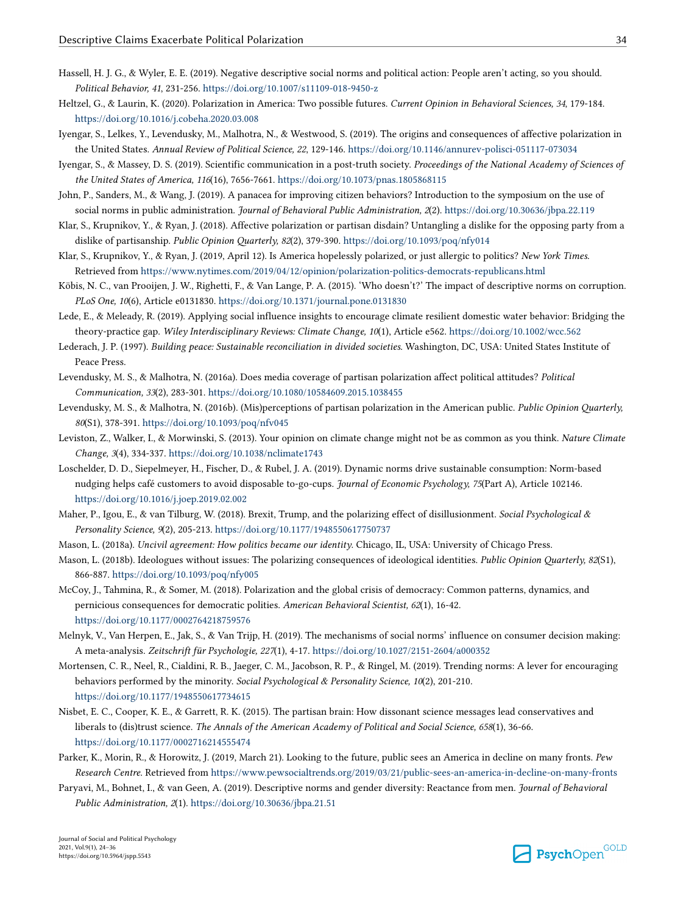Hassell, H. J. G., & Wyler, E. E. (2019). Negative descriptive social norms and political action: People aren't acting, so you should. *Political Behavior, 41*, 231-256. https://doi.org/10.1007/s11109-018-9450-z

Heltzel, G., & Laurin, K. (2020). Polarization in America: Two possible futures. *Current Opinion in Behavioral Sciences, 34*, 179-184. https://doi.org/10.1016/j.cobeha.2020.03.008

Iyengar, S., Lelkes, Y., Levendusky, M., Malhotra, N., & Westwood, S. (2019). The origins and consequences of affective polarization in the United States. *Annual Review of Political Science, 22*, 129-146. https://doi.org/10.1146/annurev-polisci-051117-073034

Iyengar, S., & Massey, D. S. (2019). Scientific communication in a post-truth society. *Proceedings of the National Academy of Sciences of the United States of America, 116*(16), 7656-7661. https://doi.org/10.1073/pnas.1805868115

John, P., Sanders, M., & Wang, J. (2019). A panacea for improving citizen behaviors? Introduction to the symposium on the use of social norms in public administration. *Journal of Behavioral Public Administration, 2*(2). https://doi.org/10.30636/jbpa.22.119

Klar, S., Krupnikov, Y., & Ryan, J. (2018). Affective polarization or partisan disdain? Untangling a dislike for the opposing party from a dislike of partisanship. *Public Opinion Quarterly, 82*(2), 379-390. https://doi.org/10.1093/poq/nfy014

Klar, S., Krupnikov, Y., & Ryan, J. (2019, April 12). Is America hopelessly polarized, or just allergic to politics? *New York Times*. Retrieved from https://www.nytimes.com/2019/04/12/opinion/polarization-politics-democrats-republicans.html

Köbis, N. C., van Prooijen, J. W., Righetti, F., & Van Lange, P. A. (2015). 'Who doesn't?' The impact of descriptive norms on corruption. *PLoS One, 10*(6), Article e0131830. https://doi.org/10.1371/journal.pone.0131830

Lede, E., & Meleady, R. (2019). Applying social influence insights to encourage climate resilient domestic water behavior: Bridging the theory-practice gap. *Wiley Interdisciplinary Reviews: Climate Change, 10*(1), Article e562. https://doi.org/10.1002/wcc.562

Lederach, J. P. (1997). *Building peace: Sustainable reconciliation in divided societies.* Washington, DC, USA: United States Institute of Peace Press.

Levendusky, M. S., & Malhotra, N. (2016a). Does media coverage of partisan polarization affect political attitudes? *Political Communication, 33*(2), 283-301. https://doi.org/10.1080/10584609.2015.1038455

Levendusky, M. S., & Malhotra, N. (2016b). (Mis)perceptions of partisan polarization in the American public. *Public Opinion Quarterly, 80*(S1), 378-391. https://doi.org/10.1093/poq/nfv045

Leviston, Z., Walker, I., & Morwinski, S. (2013). Your opinion on climate change might not be as common as you think. *Nature Climate Change, 3*(4), 334-337. https://doi.org/10.1038/nclimate1743

Loschelder, D. D., Siepelmeyer, H., Fischer, D., & Rubel, J. A. (2019). Dynamic norms drive sustainable consumption: Norm-based nudging helps café customers to avoid disposable to-go-cups. *Journal of Economic Psychology, 75*(Part A), Article 102146. https://doi.org/10.1016/j.joep.2019.02.002

Maher, P., Igou, E., & van Tilburg, W. (2018). Brexit, Trump, and the polarizing effect of disillusionment. *Social Psychological & Personality Science, 9*(2), 205-213. https://doi.org/10.1177/1948550617750737

Mason, L. (2018a). *Uncivil agreement: How politics became our identity.* Chicago, IL, USA: University of Chicago Press.

Mason, L. (2018b). Ideologues without issues: The polarizing consequences of ideological identities. *Public Opinion Quarterly, 82*(S1), 866-887. https://doi.org/10.1093/poq/nfy005

McCoy, J., Tahmina, R., & Somer, M. (2018). Polarization and the global crisis of democracy: Common patterns, dynamics, and pernicious consequences for democratic polities. *American Behavioral Scientist, 62*(1), 16-42. https://doi.org/10.1177/0002764218759576

Melnyk, V., Van Herpen, E., Jak, S., & Van Trijp, H. (2019). The mechanisms of social norms' influence on consumer decision making: A meta-analysis. *Zeitschrift für Psychologie, 227*(1), 4-17. https://doi.org/10.1027/2151-2604/a000352

Mortensen, C. R., Neel, R., Cialdini, R. B., Jaeger, C. M., Jacobson, R. P., & Ringel, M. (2019). Trending norms: A lever for encouraging behaviors performed by the minority. *Social Psychological & Personality Science, 10*(2), 201-210. https://doi.org/10.1177/1948550617734615

Nisbet, E. C., Cooper, K. E., & Garrett, R. K. (2015). The partisan brain: How dissonant science messages lead conservatives and liberals to (dis)trust science. *The Annals of the American Academy of Political and Social Science, 658*(1), 36-66. https://doi.org/10.1177/0002716214555474

Parker, K., Morin, R., & Horowitz, J. (2019, March 21). Looking to the future, public sees an America in decline on many fronts. *Pew Research Centre.* Retrieved from https://www.pewsocialtrends.org/2019/03/21/public-sees-an-america-in-decline-on-many-fronts

Paryavi, M., Bohnet, I., & van Geen, A. (2019). Descriptive norms and gender diversity: Reactance from men. *Journal of Behavioral Public Administration, 2*(1). https://doi.org/10.30636/jbpa.21.51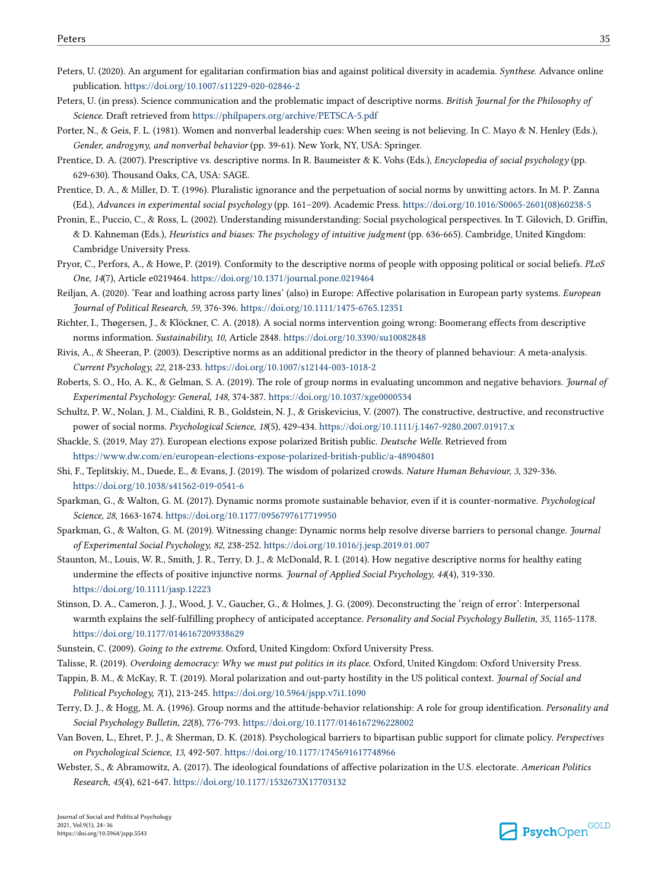Peters, U. (2020). An argument for egalitarian confirmation bias and against political diversity in academia. *Synthese*. Advance online publication. https://doi.org/10.1007/s11229-020-02846-2

Peters, U. (in press). Science communication and the problematic impact of descriptive norms. *British Journal for the Philosophy of Science*. Draft retrieved from https://philpapers.org/archive/PETSCA-5.pdf

Porter, N., & Geis, F. L. (1981). Women and nonverbal leadership cues: When seeing is not believing. In C. Mayo & N. Henley (Eds.), *Gender, androgyny, and nonverbal behavior* (pp. 39-61). New York, NY, USA: Springer.

Prentice, D. A. (2007). Prescriptive vs. descriptive norms. In R. Baumeister & K. Vohs (Eds.), *Encyclopedia of social psychology* (pp. 629-630). Thousand Oaks, CA, USA: SAGE.

Prentice, D. A., & Miller, D. T. (1996). Pluralistic ignorance and the perpetuation of social norms by unwitting actors. In M. P. Zanna (Ed.), *Advances in experimental social psychology* (pp. 161–209). Academic Press. https://doi.org/10.1016/S0065-2601(08)60238-5

Pronin, E., Puccio, C., & Ross, L. (2002). Understanding misunderstanding: Social psychological perspectives. In T. Gilovich, D. Griffin, & D. Kahneman (Eds.), *Heuristics and biases: The psychology of intuitive judgment* (pp. 636-665). Cambridge, United Kingdom: Cambridge University Press.

Pryor, C., Perfors, A., & Howe, P. (2019). Conformity to the descriptive norms of people with opposing political or social beliefs. *PLoS One, 14*(7), Article e0219464. https://doi.org/10.1371/journal.pone.0219464

Reiljan, A. (2020). 'Fear and loathing across party lines' (also) in Europe: Affective polarisation in European party systems. *European Journal of Political Research, 59*, 376-396. https://doi.org/10.1111/1475-6765.12351

Richter, I., Thøgersen, J., & Klöckner, C. A. (2018). A social norms intervention going wrong: Boomerang effects from descriptive norms information. *Sustainability, 10*, Article 2848. https://doi.org/10.3390/su10082848

Rivis, A., & Sheeran, P. (2003). Descriptive norms as an additional predictor in the theory of planned behaviour: A meta-analysis. *Current Psychology, 22*, 218-233. https://doi.org/10.1007/s12144-003-1018-2

Roberts, S. O., Ho, A. K., & Gelman, S. A. (2019). The role of group norms in evaluating uncommon and negative behaviors. *Journal of Experimental Psychology: General, 148*, 374-387. https://doi.org/10.1037/xge0000534

Schultz, P. W., Nolan, J. M., Cialdini, R. B., Goldstein, N. J., & Griskevicius, V. (2007). The constructive, destructive, and reconstructive power of social norms. *Psychological Science, 18*(5), 429-434. https://doi.org/10.1111/j.1467-9280.2007.01917.x

Shackle, S. (2019, May 27). European elections expose polarized British public. *Deutsche Welle*. Retrieved from https://www.dw.com/en/european-elections-expose-polarized-british-public/a-48904801

Shi, F., Teplitskiy, M., Duede, E., & Evans, J. (2019). The wisdom of polarized crowds. *Nature Human Behaviour, 3*, 329-336. https://doi.org/10.1038/s41562-019-0541-6

Sparkman, G., & Walton, G. M. (2017). Dynamic norms promote sustainable behavior, even if it is counter-normative. *Psychological Science, 28*, 1663-1674. https://doi.org/10.1177/0956797617719950

Sparkman, G., & Walton, G. M. (2019). Witnessing change: Dynamic norms help resolve diverse barriers to personal change. *Journal of Experimental Social Psychology, 82*, 238-252. https://doi.org/10.1016/j.jesp.2019.01.007

Staunton, M., Louis, W. R., Smith, J. R., Terry, D. J., & McDonald, R. I. (2014). How negative descriptive norms for healthy eating undermine the effects of positive injunctive norms. *Journal of Applied Social Psychology, 44*(4), 319-330. https://doi.org/10.1111/jasp.12223

Stinson, D. A., Cameron, J. J., Wood, J. V., Gaucher, G., & Holmes, J. G. (2009). Deconstructing the 'reign of error': Interpersonal warmth explains the self-fulfilling prophecy of anticipated acceptance. *Personality and Social Psychology Bulletin, 35*, 1165-1178. https://doi.org/10.1177/0146167209338629

Sunstein, C. (2009). *Going to the extreme*. Oxford, United Kingdom: Oxford University Press.

Talisse, R. (2019). *Overdoing democracy: Why we must put politics in its place*. Oxford, United Kingdom: Oxford University Press.

Tappin, B. M., & McKay, R. T. (2019). Moral polarization and out-party hostility in the US political context. *Journal of Social and Political Psychology, 7*(1), 213-245. https://doi.org/10.5964/jspp.v7i1.1090

Terry, D. J., & Hogg, M. A. (1996). Group norms and the attitude-behavior relationship: A role for group identification. *Personality and Social Psychology Bulletin, 22*(8), 776-793. https://doi.org/10.1177/0146167296228002

Van Boven, L., Ehret, P. J., & Sherman, D. K. (2018). Psychological barriers to bipartisan public support for climate policy. *Perspectives on Psychological Science, 13*, 492-507. https://doi.org/10.1177/1745691617748966

Webster, S., & Abramowitz, A. (2017). The ideological foundations of affective polarization in the U.S. electorate. *American Politics Research, 45*(4), 621-647. https://doi.org/10.1177/1532673X17703132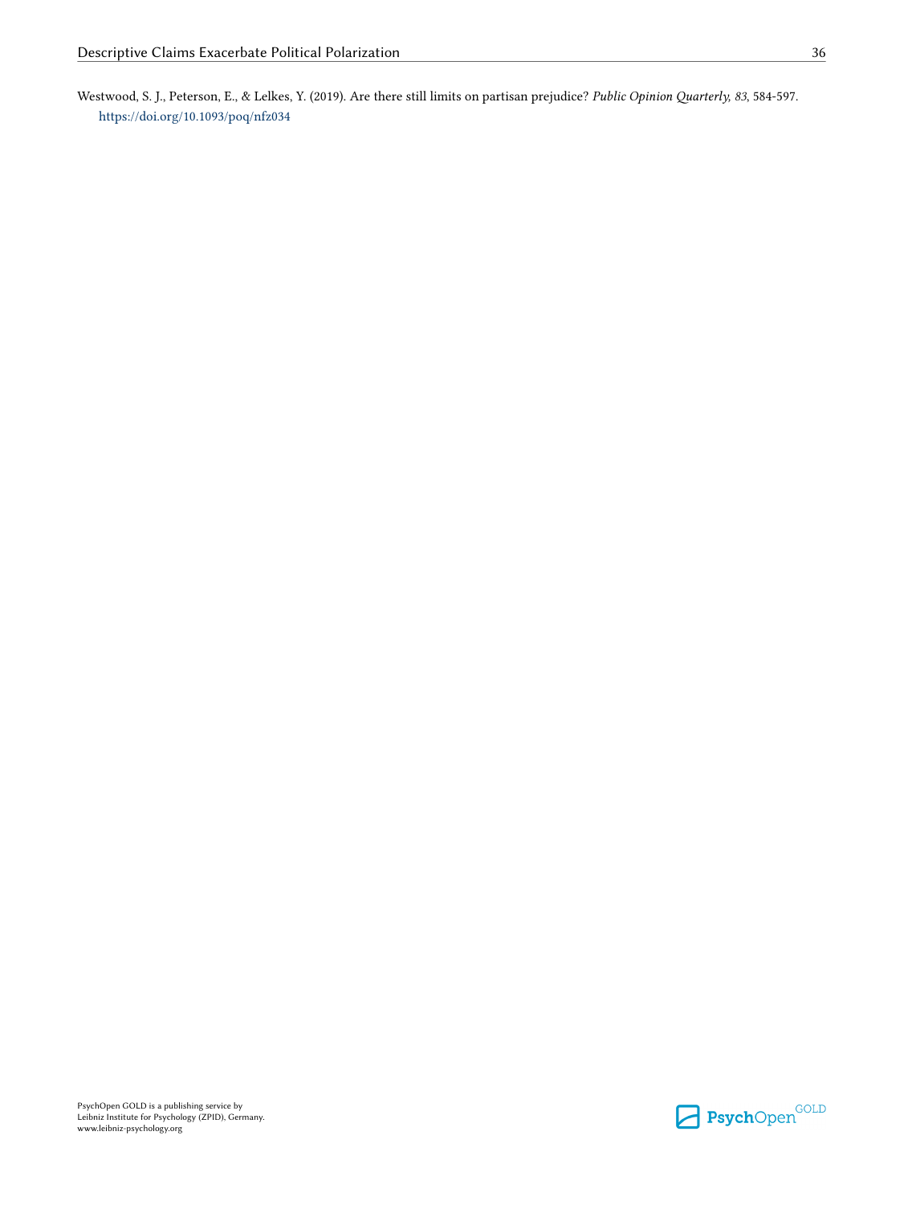Westwood, S. J., Peterson, E., & Lelkes, Y. (2019). Are there still limits on partisan prejudice? *Public Opinion Quarterly, 83*, 584-597. https://doi.org/10.1093/poq/nfz034